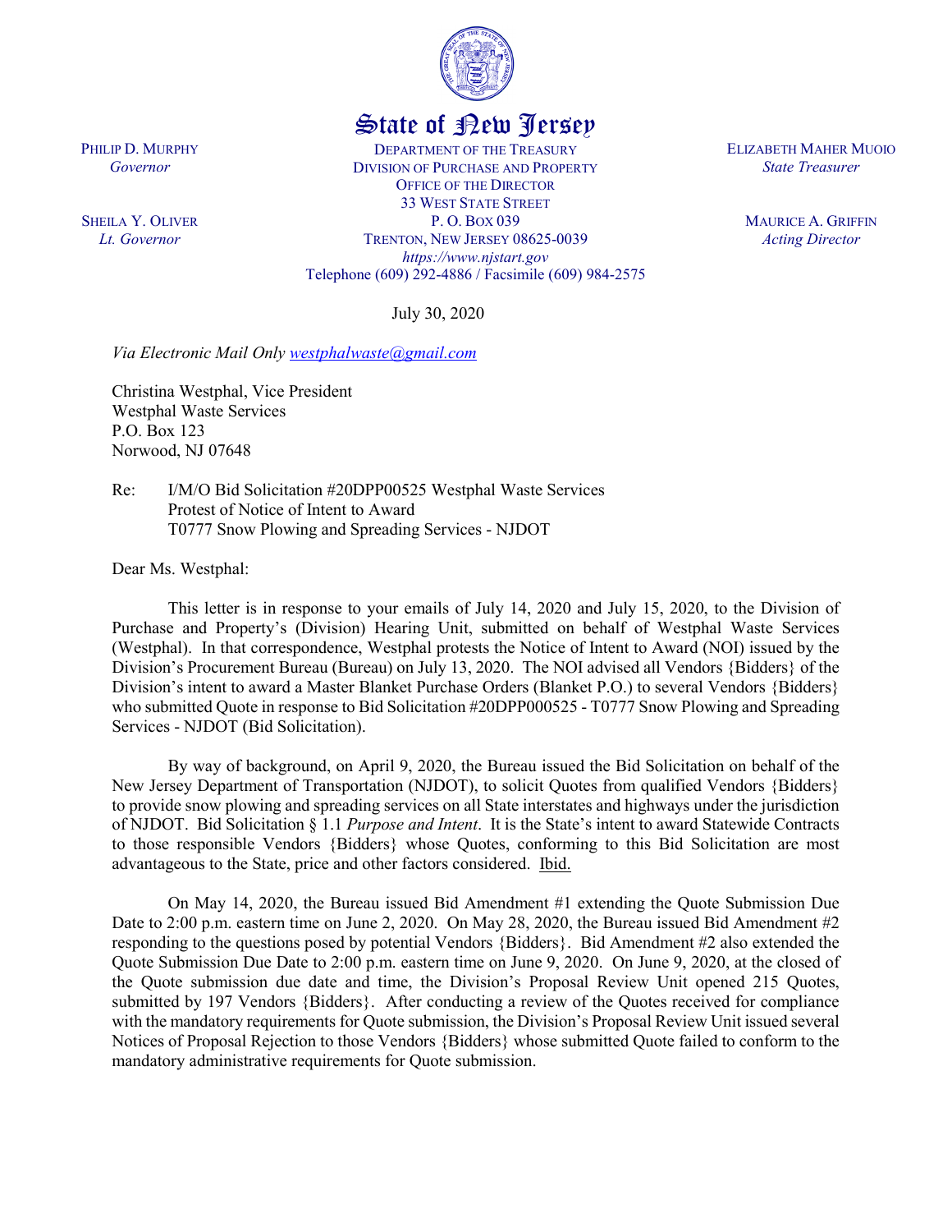# State of New Jersey

PHILIP D. MURPHY
*Governor*

SHEILA Y. OLIVER
*Lt. Governor*

DEPARTMENT OF THE TREASURY
DIVISION OF PURCHASE AND PROPERTY
OFFICE OF THE DIRECTOR
33 WEST STATE STREET
P. O. BOX 039
TRENTON, NEW JERSEY 08625-0039
*https://www.njstart.gov*
Telephone (609) 292-4886 / Facsimile (609) 984-2575

ELIZABETH MAHER MUOIO
*State Treasurer*

MAURICE A. GRIFFIN
*Acting Director*

July 30, 2020

*Via Electronic Mail Only westphalwaste@gmail.com*

Christina Westphal, Vice President
Westphal Waste Services
P.O. Box 123
Norwood, NJ 07648

Re: I/M/O Bid Solicitation #20DPP00525 Westphal Waste Services
Protest of Notice of Intent to Award
T0777 Snow Plowing and Spreading Services - NJDOT

Dear Ms. Westphal:

This letter is in response to your emails of July 14, 2020 and July 15, 2020, to the Division of Purchase and Property's (Division) Hearing Unit, submitted on behalf of Westphal Waste Services (Westphal). In that correspondence, Westphal protests the Notice of Intent to Award (NOI) issued by the Division's Procurement Bureau (Bureau) on July 13, 2020. The NOI advised all Vendors {Bidders} of the Division's intent to award a Master Blanket Purchase Orders (Blanket P.O.) to several Vendors {Bidders} who submitted Quote in response to Bid Solicitation #20DPP000525 - T0777 Snow Plowing and Spreading Services - NJDOT (Bid Solicitation).

By way of background, on April 9, 2020, the Bureau issued the Bid Solicitation on behalf of the New Jersey Department of Transportation (NJDOT), to solicit Quotes from qualified Vendors {Bidders} to provide snow plowing and spreading services on all State interstates and highways under the jurisdiction of NJDOT. Bid Solicitation § 1.1 *Purpose and Intent*. It is the State's intent to award Statewide Contracts to those responsible Vendors {Bidders} whose Quotes, conforming to this Bid Solicitation are most advantageous to the State, price and other factors considered. Ibid.

On May 14, 2020, the Bureau issued Bid Amendment #1 extending the Quote Submission Due Date to 2:00 p.m. eastern time on June 2, 2020. On May 28, 2020, the Bureau issued Bid Amendment #2 responding to the questions posed by potential Vendors {Bidders}. Bid Amendment #2 also extended the Quote Submission Due Date to 2:00 p.m. eastern time on June 9, 2020. On June 9, 2020, at the closed of the Quote submission due date and time, the Division's Proposal Review Unit opened 215 Quotes, submitted by 197 Vendors {Bidders}. After conducting a review of the Quotes received for compliance with the mandatory requirements for Quote submission, the Division's Proposal Review Unit issued several Notices of Proposal Rejection to those Vendors {Bidders} whose submitted Quote failed to conform to the mandatory administrative requirements for Quote submission.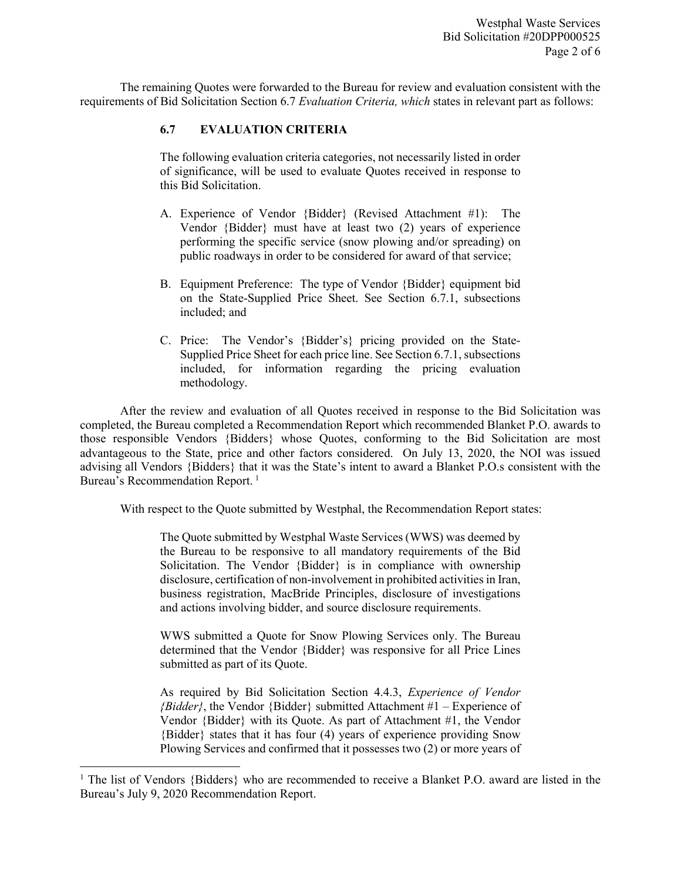The remaining Quotes were forwarded to the Bureau for review and evaluation consistent with the requirements of Bid Solicitation Section 6.7 *Evaluation Criteria, which* states in relevant part as follows:

> **6.7 EVALUATION CRITERIA**
>
> The following evaluation criteria categories, not necessarily listed in order of significance, will be used to evaluate Quotes received in response to this Bid Solicitation.
>
> A. Experience of Vendor {Bidder} (Revised Attachment #1): The Vendor {Bidder} must have at least two (2) years of experience performing the specific service (snow plowing and/or spreading) on public roadways in order to be considered for award of that service;
>
> B. Equipment Preference: The type of Vendor {Bidder} equipment bid on the State-Supplied Price Sheet. See Section 6.7.1, subsections included; and
>
> C. Price: The Vendor's {Bidder's} pricing provided on the State-Supplied Price Sheet for each price line. See Section 6.7.1, subsections included, for information regarding the pricing evaluation methodology.

After the review and evaluation of all Quotes received in response to the Bid Solicitation was completed, the Bureau completed a Recommendation Report which recommended Blanket P.O. awards to those responsible Vendors {Bidders} whose Quotes, conforming to the Bid Solicitation are most advantageous to the State, price and other factors considered. On July 13, 2020, the NOI was issued advising all Vendors {Bidders} that it was the State's intent to award a Blanket P.O.s consistent with the Bureau's Recommendation Report. [1]

With respect to the Quote submitted by Westphal, the Recommendation Report states:

> The Quote submitted by Westphal Waste Services (WWS) was deemed by the Bureau to be responsive to all mandatory requirements of the Bid Solicitation. The Vendor {Bidder} is in compliance with ownership disclosure, certification of non-involvement in prohibited activities in Iran, business registration, MacBride Principles, disclosure of investigations and actions involving bidder, and source disclosure requirements.
>
> WWS submitted a Quote for Snow Plowing Services only. The Bureau determined that the Vendor {Bidder} was responsive for all Price Lines submitted as part of its Quote.
>
> As required by Bid Solicitation Section 4.4.3, *Experience of Vendor {Bidder}*, the Vendor {Bidder} submitted Attachment #1 – Experience of Vendor {Bidder} with its Quote. As part of Attachment #1, the Vendor {Bidder} states that it has four (4) years of experience providing Snow Plowing Services and confirmed that it possesses two (2) or more years of

[1] The list of Vendors {Bidders} who are recommended to receive a Blanket P.O. award are listed in the Bureau's July 9, 2020 Recommendation Report.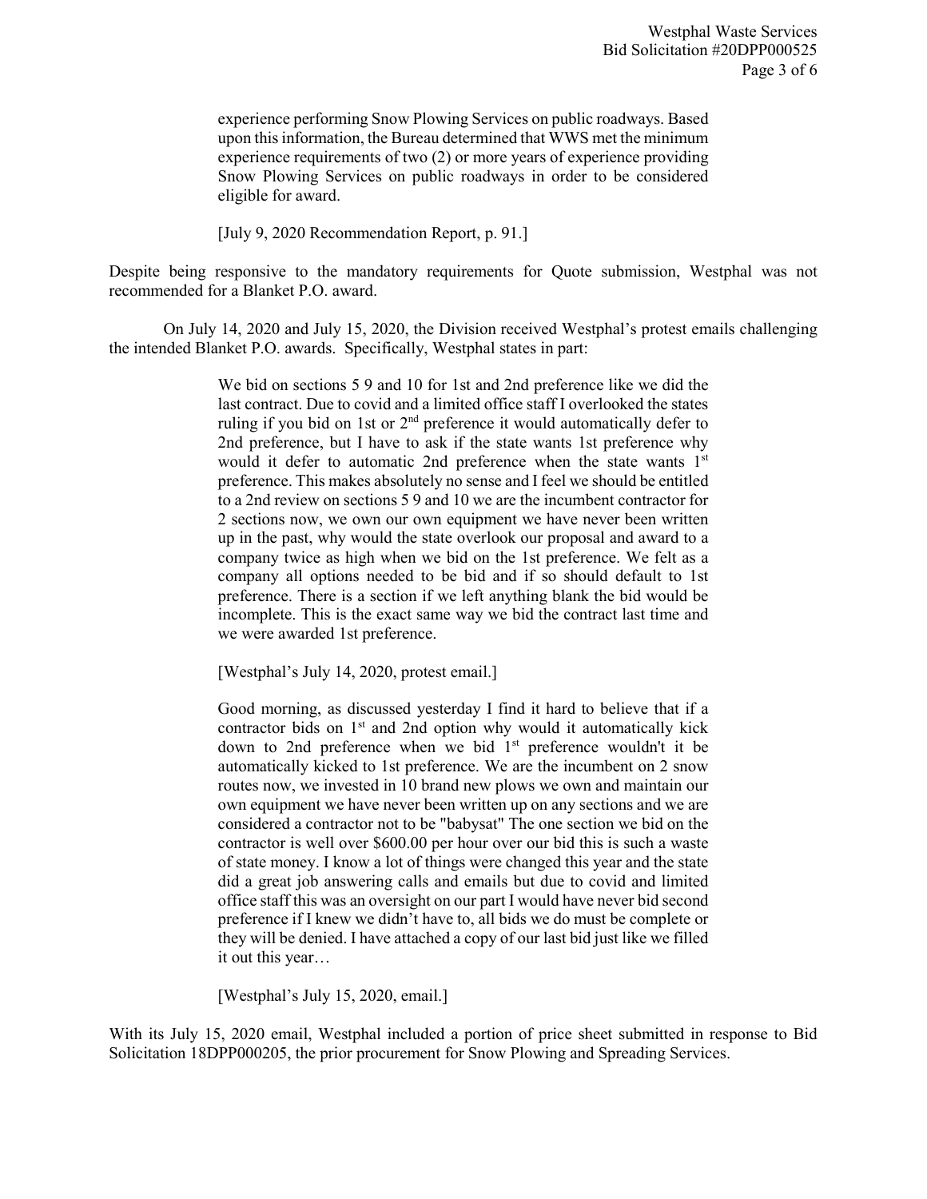> experience performing Snow Plowing Services on public roadways. Based upon this information, the Bureau determined that WWS met the minimum experience requirements of two (2) or more years of experience providing Snow Plowing Services on public roadways in order to be considered eligible for award.
>
> [July 9, 2020 Recommendation Report, p. 91.]

Despite being responsive to the mandatory requirements for Quote submission, Westphal was not recommended for a Blanket P.O. award.

On July 14, 2020 and July 15, 2020, the Division received Westphal's protest emails challenging the intended Blanket P.O. awards. Specifically, Westphal states in part:

> We bid on sections 5 9 and 10 for 1st and 2nd preference like we did the last contract. Due to covid and a limited office staff I overlooked the states ruling if you bid on 1st or 2nd preference it would automatically defer to 2nd preference, but I have to ask if the state wants 1st preference why would it defer to automatic 2nd preference when the state wants 1st preference. This makes absolutely no sense and I feel we should be entitled to a 2nd review on sections 5 9 and 10 we are the incumbent contractor for 2 sections now, we own our own equipment we have never been written up in the past, why would the state overlook our proposal and award to a company twice as high when we bid on the 1st preference. We felt as a company all options needed to be bid and if so should default to 1st preference. There is a section if we left anything blank the bid would be incomplete. This is the exact same way we bid the contract last time and we were awarded 1st preference.
>
> [Westphal's July 14, 2020, protest email.]
>
> Good morning, as discussed yesterday I find it hard to believe that if a contractor bids on 1st and 2nd option why would it automatically kick down to 2nd preference when we bid 1st preference wouldn't it be automatically kicked to 1st preference. We are the incumbent on 2 snow routes now, we invested in 10 brand new plows we own and maintain our own equipment we have never been written up on any sections and we are considered a contractor not to be "babysat" The one section we bid on the contractor is well over $600.00 per hour over our bid this is such a waste of state money. I know a lot of things were changed this year and the state did a great job answering calls and emails but due to covid and limited office staff this was an oversight on our part I would have never bid second preference if I knew we didn't have to, all bids we do must be complete or they will be denied. I have attached a copy of our last bid just like we filled it out this year…
>
> [Westphal's July 15, 2020, email.]

With its July 15, 2020 email, Westphal included a portion of price sheet submitted in response to Bid Solicitation 18DPP000205, the prior procurement for Snow Plowing and Spreading Services.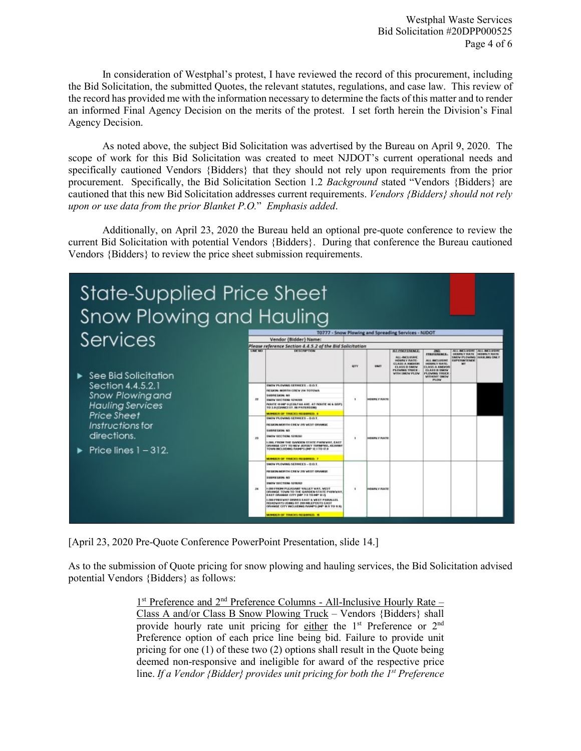In consideration of Westphal's protest, I have reviewed the record of this procurement, including the Bid Solicitation, the submitted Quotes, the relevant statutes, regulations, and case law. This review of the record has provided me with the information necessary to determine the facts of this matter and to render an informed Final Agency Decision on the merits of the protest. I set forth herein the Division's Final Agency Decision.

As noted above, the subject Bid Solicitation was advertised by the Bureau on April 9, 2020. The scope of work for this Bid Solicitation was created to meet NJDOT's current operational needs and specifically cautioned Vendors {Bidders} that they should not rely upon requirements from the prior procurement. Specifically, the Bid Solicitation Section 1.2 *Background* stated "Vendors {Bidders} are cautioned that this new Bid Solicitation addresses current requirements. *Vendors {Bidders} should not rely upon or use data from the prior Blanket P.O.*" *Emphasis added*.

Additionally, on April 23, 2020 the Bureau held an optional pre-quote conference to review the current Bid Solicitation with potential Vendors {Bidders}. During that conference the Bureau cautioned Vendors {Bidders} to review the price sheet submission requirements.

State-Supplied Price Sheet Snow Plowing and Hauling Services

- See Bid Solicitation Section 4.4.5.2.1 *Snow Plowing and Hauling Services Price Sheet Instructions* for directions.
- Price lines 1 – 312.

[April 23, 2020 Pre-Quote Conference PowerPoint Presentation, slide 14.]

As to the submission of Quote pricing for snow plowing and hauling services, the Bid Solicitation advised potential Vendors {Bidders} as follows:

> 1st Preference and 2nd Preference Columns - All-Inclusive Hourly Rate – Class A and/or Class B Snow Plowing Truck – Vendors {Bidders} shall provide hourly rate unit pricing for either the 1st Preference or 2nd Preference option of each price line being bid. Failure to provide unit pricing for one (1) of these two (2) options shall result in the Quote being deemed non-responsive and ineligible for award of the respective price line. *If a Vendor {Bidder} provides unit pricing for both the 1st Preference*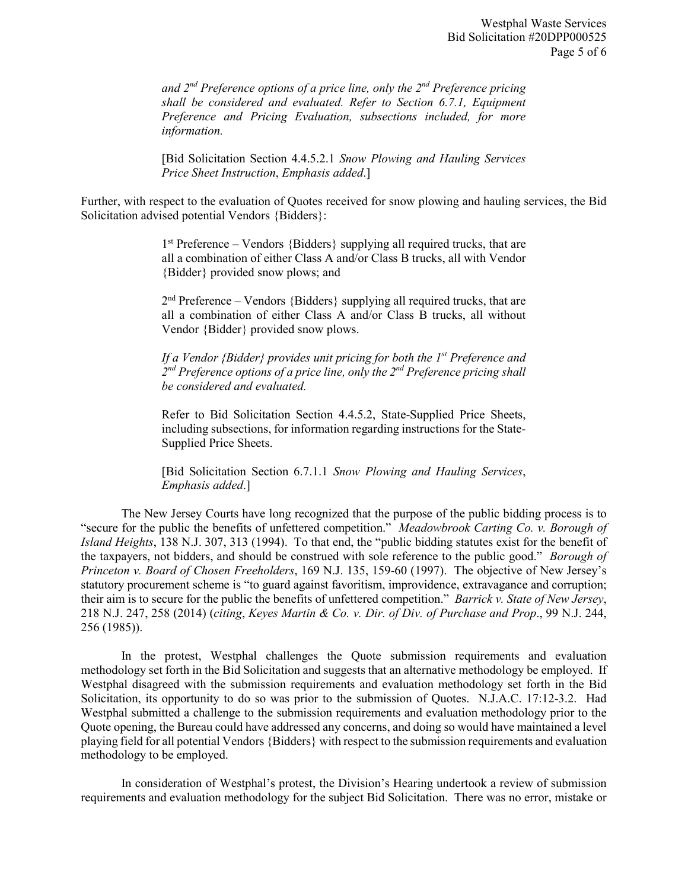> *and 2nd Preference options of a price line, only the 2nd Preference pricing shall be considered and evaluated. Refer to Section 6.7.1, Equipment Preference and Pricing Evaluation, subsections included, for more information.*
>
> [Bid Solicitation Section 4.4.5.2.1 *Snow Plowing and Hauling Services Price Sheet Instruction*, *Emphasis added*.]

Further, with respect to the evaluation of Quotes received for snow plowing and hauling services, the Bid Solicitation advised potential Vendors {Bidders}:

> 1st Preference – Vendors {Bidders} supplying all required trucks, that are all a combination of either Class A and/or Class B trucks, all with Vendor {Bidder} provided snow plows; and
>
> 2nd Preference – Vendors {Bidders} supplying all required trucks, that are all a combination of either Class A and/or Class B trucks, all without Vendor {Bidder} provided snow plows.
>
> *If a Vendor {Bidder} provides unit pricing for both the 1st Preference and 2nd Preference options of a price line, only the 2nd Preference pricing shall be considered and evaluated.*
>
> Refer to Bid Solicitation Section 4.4.5.2, State-Supplied Price Sheets, including subsections, for information regarding instructions for the State-Supplied Price Sheets.
>
> [Bid Solicitation Section 6.7.1.1 *Snow Plowing and Hauling Services*, *Emphasis added*.]

The New Jersey Courts have long recognized that the purpose of the public bidding process is to "secure for the public the benefits of unfettered competition." *Meadowbrook Carting Co. v. Borough of Island Heights*, 138 N.J. 307, 313 (1994). To that end, the "public bidding statutes exist for the benefit of the taxpayers, not bidders, and should be construed with sole reference to the public good." *Borough of Princeton v. Board of Chosen Freeholders*, 169 N.J. 135, 159-60 (1997). The objective of New Jersey's statutory procurement scheme is "to guard against favoritism, improvidence, extravagance and corruption; their aim is to secure for the public the benefits of unfettered competition." *Barrick v. State of New Jersey*, 218 N.J. 247, 258 (2014) (*citing*, *Keyes Martin & Co. v. Dir. of Div. of Purchase and Prop*., 99 N.J. 244, 256 (1985)).

In the protest, Westphal challenges the Quote submission requirements and evaluation methodology set forth in the Bid Solicitation and suggests that an alternative methodology be employed. If Westphal disagreed with the submission requirements and evaluation methodology set forth in the Bid Solicitation, its opportunity to do so was prior to the submission of Quotes. N.J.A.C. 17:12-3.2. Had Westphal submitted a challenge to the submission requirements and evaluation methodology prior to the Quote opening, the Bureau could have addressed any concerns, and doing so would have maintained a level playing field for all potential Vendors {Bidders} with respect to the submission requirements and evaluation methodology to be employed.

In consideration of Westphal's protest, the Division's Hearing undertook a review of submission requirements and evaluation methodology for the subject Bid Solicitation. There was no error, mistake or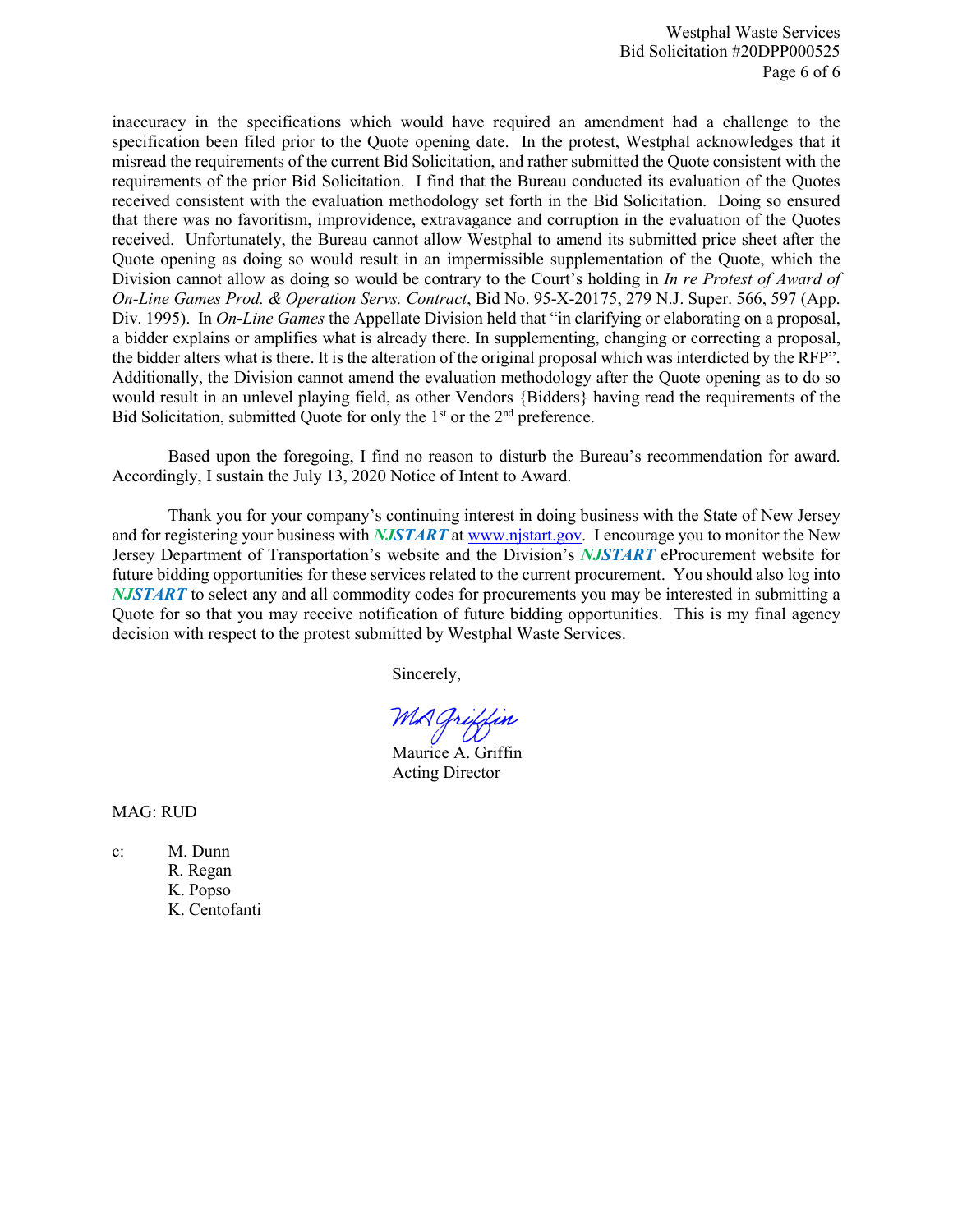inaccuracy in the specifications which would have required an amendment had a challenge to the specification been filed prior to the Quote opening date. In the protest, Westphal acknowledges that it misread the requirements of the current Bid Solicitation, and rather submitted the Quote consistent with the requirements of the prior Bid Solicitation. I find that the Bureau conducted its evaluation of the Quotes received consistent with the evaluation methodology set forth in the Bid Solicitation. Doing so ensured that there was no favoritism, improvidence, extravagance and corruption in the evaluation of the Quotes received. Unfortunately, the Bureau cannot allow Westphal to amend its submitted price sheet after the Quote opening as doing so would result in an impermissible supplementation of the Quote, which the Division cannot allow as doing so would be contrary to the Court's holding in *In re Protest of Award of On-Line Games Prod. & Operation Servs. Contract*, Bid No. 95-X-20175, 279 N.J. Super. 566, 597 (App. Div. 1995). In *On-Line Games* the Appellate Division held that "in clarifying or elaborating on a proposal, a bidder explains or amplifies what is already there. In supplementing, changing or correcting a proposal, the bidder alters what is there. It is the alteration of the original proposal which was interdicted by the RFP". Additionally, the Division cannot amend the evaluation methodology after the Quote opening as to do so would result in an unlevel playing field, as other Vendors {Bidders} having read the requirements of the Bid Solicitation, submitted Quote for only the 1st or the 2nd preference.

Based upon the foregoing, I find no reason to disturb the Bureau's recommendation for award. Accordingly, I sustain the July 13, 2020 Notice of Intent to Award.

Thank you for your company's continuing interest in doing business with the State of New Jersey and for registering your business with ***NJSTART*** at www.njstart.gov. I encourage you to monitor the New Jersey Department of Transportation's website and the Division's ***NJSTART*** eProcurement website for future bidding opportunities for these services related to the current procurement. You should also log into ***NJSTART*** to select any and all commodity codes for procurements you may be interested in submitting a Quote for so that you may receive notification of future bidding opportunities. This is my final agency decision with respect to the protest submitted by Westphal Waste Services.

Sincerely,

MA Griffin

Maurice A. Griffin
Acting Director

MAG: RUD

c: M. Dunn
R. Regan
K. Popso
K. Centofanti